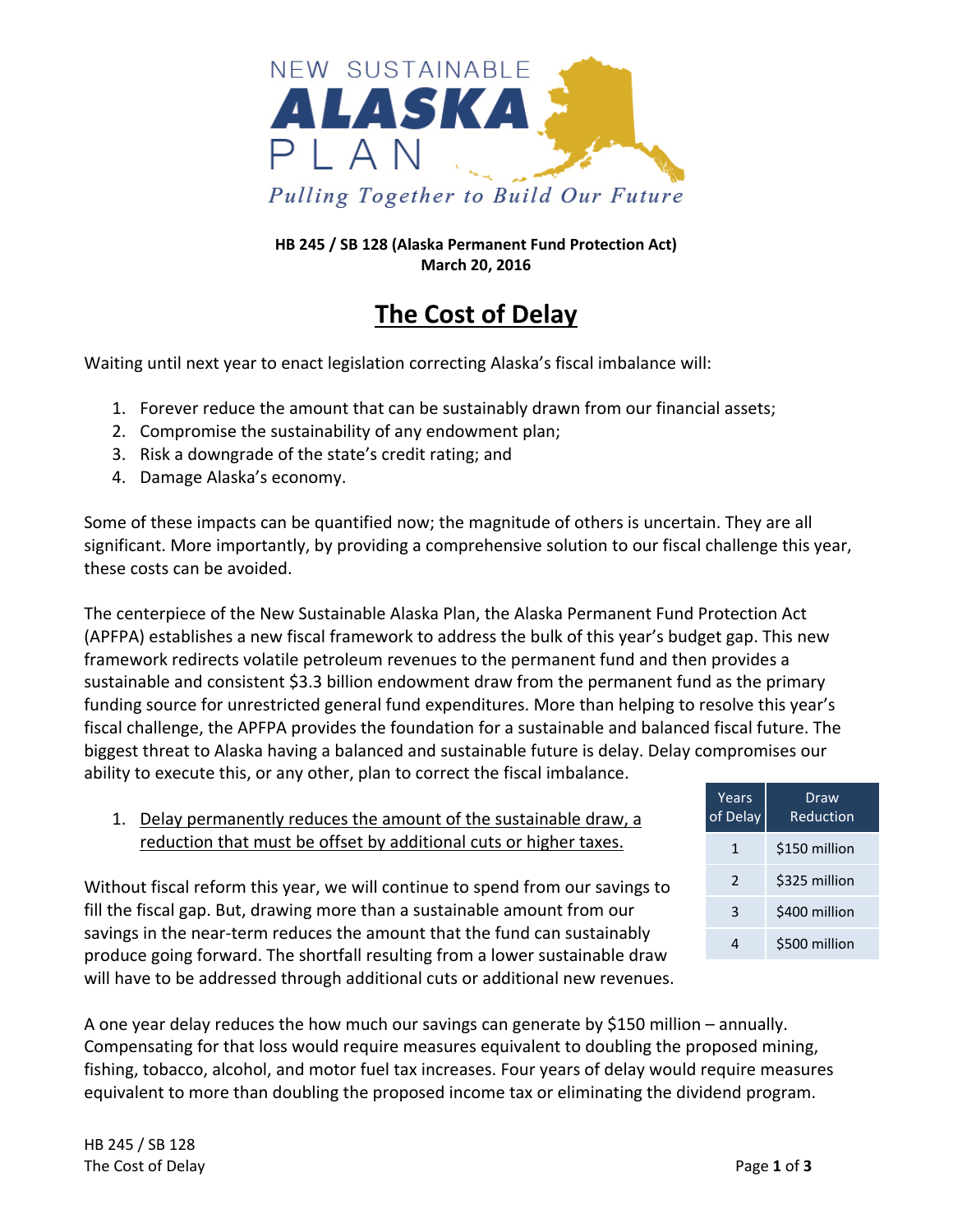NEW SUSTAINABLE **ALASKA** PLAN

*Pulling Together to Build Our Future*

**HB 245 / SB 128 (Alaska Permanent Fund Protection Act)**
**March 20, 2016**

# The Cost of Delay

Waiting until next year to enact legislation correcting Alaska's fiscal imbalance will:

1. Forever reduce the amount that can be sustainably drawn from our financial assets;
2. Compromise the sustainability of any endowment plan;
3. Risk a downgrade of the state's credit rating; and
4. Damage Alaska's economy.

Some of these impacts can be quantified now; the magnitude of others is uncertain. They are all significant. More importantly, by providing a comprehensive solution to our fiscal challenge this year, these costs can be avoided.

The centerpiece of the New Sustainable Alaska Plan, the Alaska Permanent Fund Protection Act (APFPA) establishes a new fiscal framework to address the bulk of this year's budget gap. This new framework redirects volatile petroleum revenues to the permanent fund and then provides a sustainable and consistent $3.3 billion endowment draw from the permanent fund as the primary funding source for unrestricted general fund expenditures. More than helping to resolve this year's fiscal challenge, the APFPA provides the foundation for a sustainable and balanced fiscal future. The biggest threat to Alaska having a balanced and sustainable future is delay. Delay compromises our ability to execute this, or any other, plan to correct the fiscal imbalance.

1. Delay permanently reduces the amount of the sustainable draw, a reduction that must be offset by additional cuts or higher taxes.

| Years of Delay | Draw Reduction |
|---|---|
| 1 | $150 million |
| 2 | $325 million |
| 3 | $400 million |
| 4 | $500 million |

Without fiscal reform this year, we will continue to spend from our savings to fill the fiscal gap. But, drawing more than a sustainable amount from our savings in the near-term reduces the amount that the fund can sustainably produce going forward. The shortfall resulting from a lower sustainable draw will have to be addressed through additional cuts or additional new revenues.

A one year delay reduces the how much our savings can generate by $150 million – annually. Compensating for that loss would require measures equivalent to doubling the proposed mining, fishing, tobacco, alcohol, and motor fuel tax increases. Four years of delay would require measures equivalent to more than doubling the proposed income tax or eliminating the dividend program.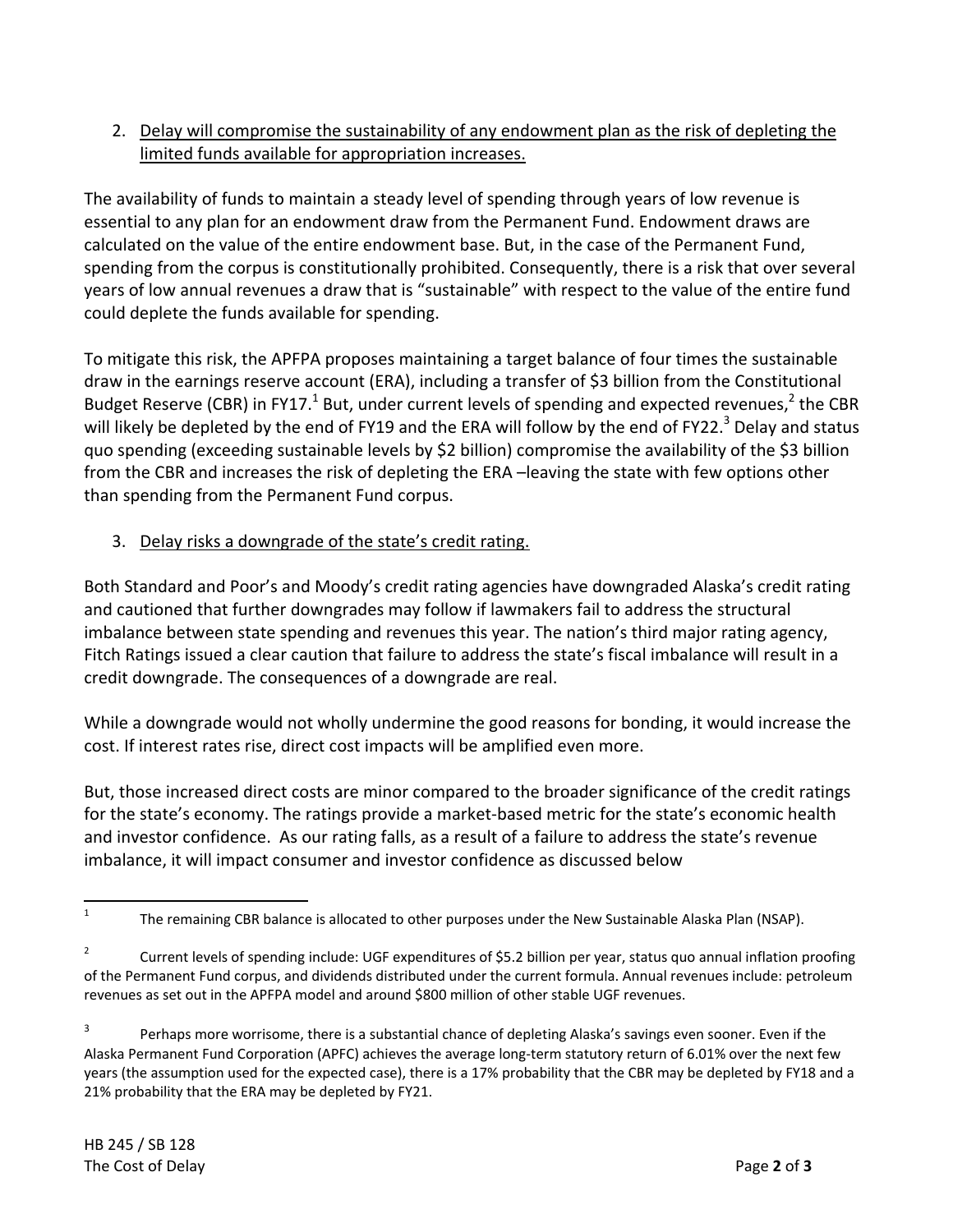2. <u>Delay will compromise the sustainability of any endowment plan as the risk of depleting the limited funds available for appropriation increases.</u>

The availability of funds to maintain a steady level of spending through years of low revenue is essential to any plan for an endowment draw from the Permanent Fund. Endowment draws are calculated on the value of the entire endowment base. But, in the case of the Permanent Fund, spending from the corpus is constitutionally prohibited. Consequently, there is a risk that over several years of low annual revenues a draw that is "sustainable" with respect to the value of the entire fund could deplete the funds available for spending.

To mitigate this risk, the APFPA proposes maintaining a target balance of four times the sustainable draw in the earnings reserve account (ERA), including a transfer of $3 billion from the Constitutional Budget Reserve (CBR) in FY17.[1] But, under current levels of spending and expected revenues,[2] the CBR will likely be depleted by the end of FY19 and the ERA will follow by the end of FY22.[3] Delay and status quo spending (exceeding sustainable levels by $2 billion) compromise the availability of the $3 billion from the CBR and increases the risk of depleting the ERA –leaving the state with few options other than spending from the Permanent Fund corpus.

3. <u>Delay risks a downgrade of the state's credit rating.</u>

Both Standard and Poor's and Moody's credit rating agencies have downgraded Alaska's credit rating and cautioned that further downgrades may follow if lawmakers fail to address the structural imbalance between state spending and revenues this year. The nation's third major rating agency, Fitch Ratings issued a clear caution that failure to address the state's fiscal imbalance will result in a credit downgrade. The consequences of a downgrade are real.

While a downgrade would not wholly undermine the good reasons for bonding, it would increase the cost. If interest rates rise, direct cost impacts will be amplified even more.

But, those increased direct costs are minor compared to the broader significance of the credit ratings for the state's economy. The ratings provide a market-based metric for the state's economic health and investor confidence. As our rating falls, as a result of a failure to address the state's revenue imbalance, it will impact consumer and investor confidence as discussed below

---

[1] The remaining CBR balance is allocated to other purposes under the New Sustainable Alaska Plan (NSAP).

[2] Current levels of spending include: UGF expenditures of $5.2 billion per year, status quo annual inflation proofing of the Permanent Fund corpus, and dividends distributed under the current formula. Annual revenues include: petroleum revenues as set out in the APFPA model and around $800 million of other stable UGF revenues.

[3] Perhaps more worrisome, there is a substantial chance of depleting Alaska's savings even sooner. Even if the Alaska Permanent Fund Corporation (APFC) achieves the average long-term statutory return of 6.01% over the next few years (the assumption used for the expected case), there is a 17% probability that the CBR may be depleted by FY18 and a 21% probability that the ERA may be depleted by FY21.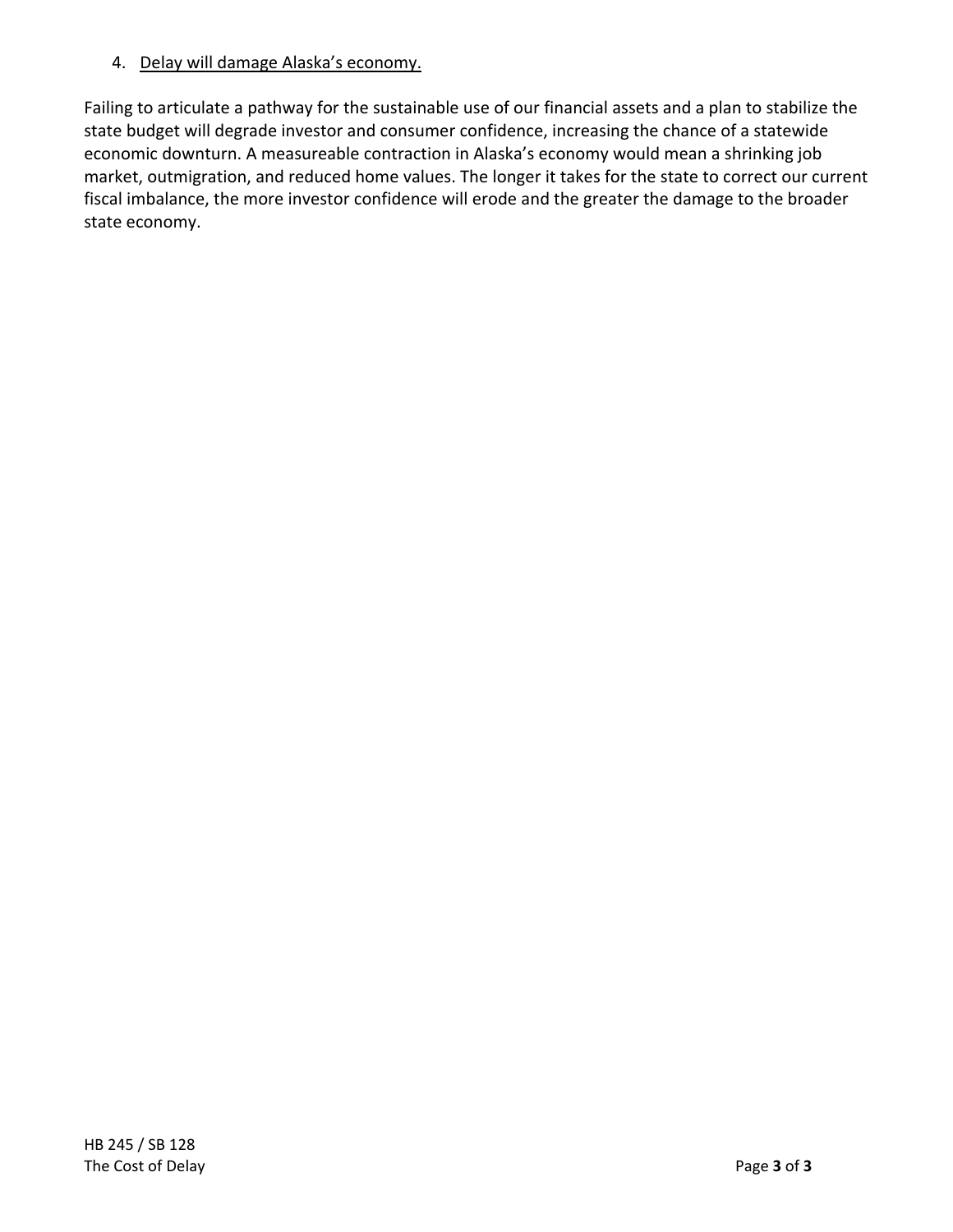4. <u>Delay will damage Alaska's economy.</u>

Failing to articulate a pathway for the sustainable use of our financial assets and a plan to stabilize the state budget will degrade investor and consumer confidence, increasing the chance of a statewide economic downturn. A measureable contraction in Alaska's economy would mean a shrinking job market, outmigration, and reduced home values. The longer it takes for the state to correct our current fiscal imbalance, the more investor confidence will erode and the greater the damage to the broader state economy.